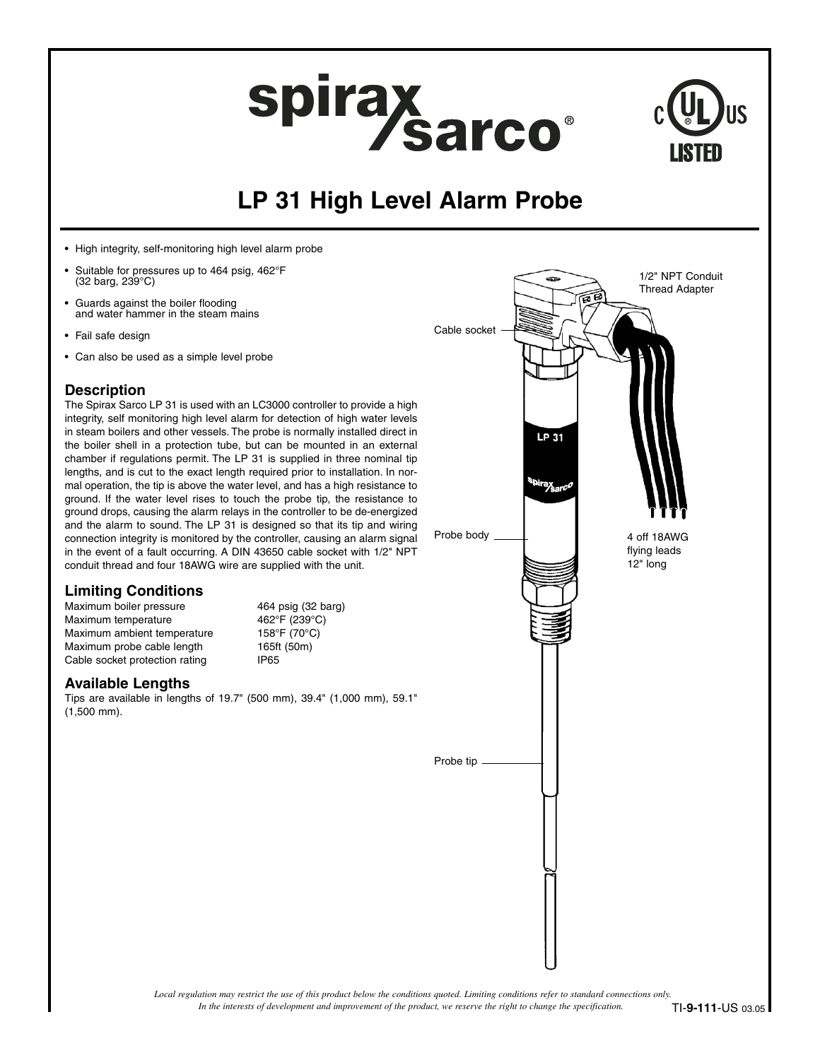# LP 31 High Level Alarm Probe

- High integrity, self-monitoring high level alarm probe
- Suitable for pressures up to 464 psig, 462°F (32 barg, 239°C)
- Guards against the boiler flooding and water hammer in the steam mains
- Fail safe design
- Can also be used as a simple level probe

## Description

The Spirax Sarco LP 31 is used with an LC3000 controller to provide a high integrity, self monitoring high level alarm for detection of high water levels in steam boilers and other vessels. The probe is normally installed direct in the boiler shell in a protection tube, but can be mounted in an external chamber if regulations permit. The LP 31 is supplied in three nominal tip lengths, and is cut to the exact length required prior to installation. In normal operation, the tip is above the water level, and has a high resistance to ground. If the water level rises to touch the probe tip, the resistance to ground drops, causing the alarm relays in the controller to be de-energized and the alarm to sound. The LP 31 is designed so that its tip and wiring connection integrity is monitored by the controller, causing an alarm signal in the event of a fault occurring. A DIN 43650 cable socket with 1/2" NPT conduit thread and four 18AWG wire are supplied with the unit.

## Limiting Conditions

| | |
|---|---|
| Maximum boiler pressure | 464 psig (32 barg) |
| Maximum temperature | 462°F (239°C) |
| Maximum ambient temperature | 158°F (70°C) |
| Maximum probe cable length | 165ft (50m) |
| Cable socket protection rating | IP65 |

## Available Lengths

Tips are available in lengths of 19.7" (500 mm), 39.4" (1,000 mm), 59.1" (1,500 mm).

1/2" NPT Conduit Thread Adapter

Cable socket

Probe body

4 off 18AWG flying leads 12" long

Probe tip

*Local regulation may restrict the use of this product below the conditions quoted. Limiting conditions refer to standard connections only. In the interests of development and improvement of the product, we reserve the right to change the specification.*

TI-9-111-US 03.05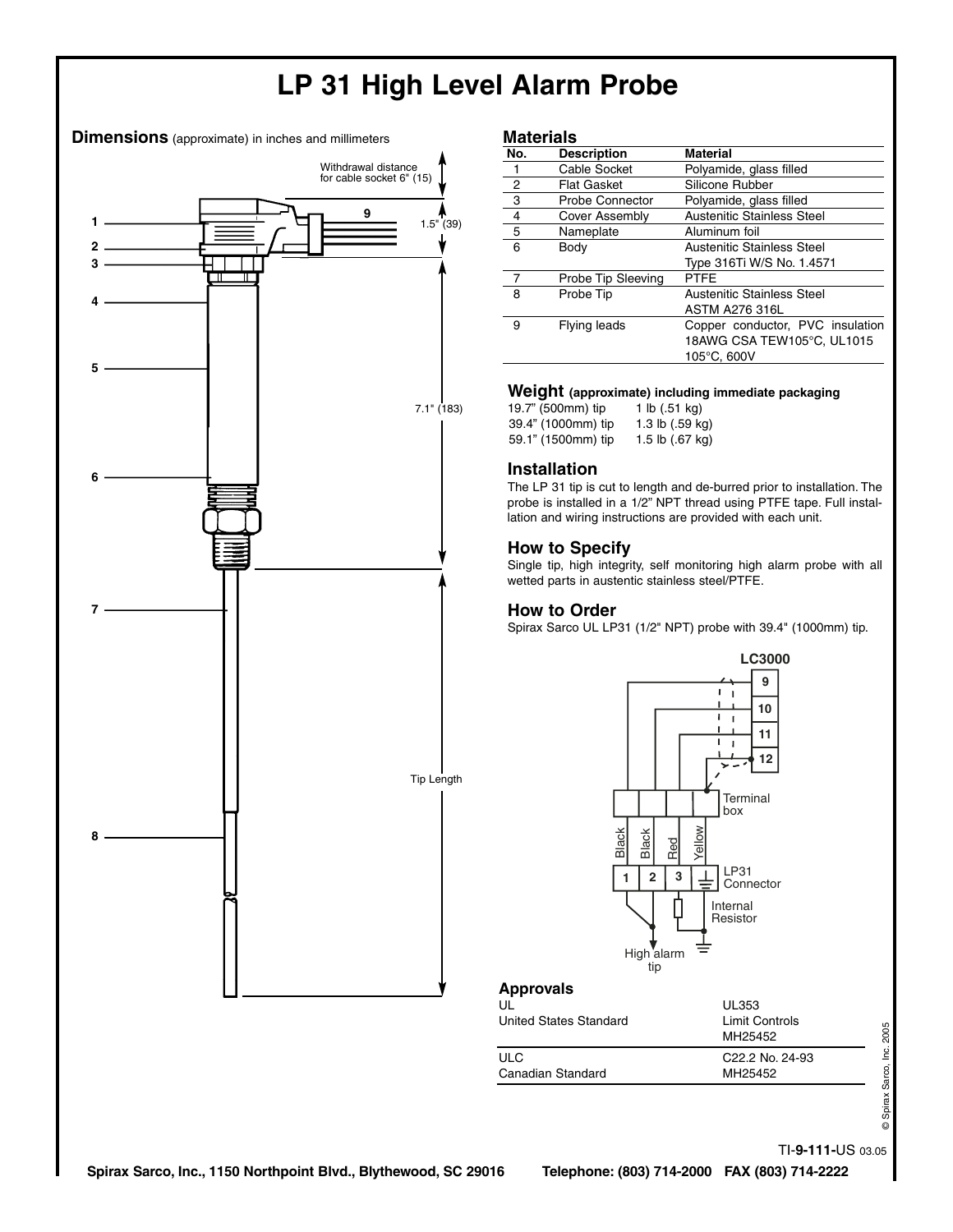# LP 31 High Level Alarm Probe

## Dimensions (approximate) in inches and millimeters

Withdrawal distance for cable socket 6" (15)

1.5" (39)

7.1" (183)

Tip Length

1
2
3
4
5
6
7
8
9

## Materials

| No. | Description | Material |
|---|---|---|
| 1 | Cable Socket | Polyamide, glass filled |
| 2 | Flat Gasket | Silicone Rubber |
| 3 | Probe Connector | Polyamide, glass filled |
| 4 | Cover Assembly | Austenitic Stainless Steel |
| 5 | Nameplate | Aluminum foil |
| 6 | Body | Austenitic Stainless Steel Type 316Ti W/S No. 1.4571 |
| 7 | Probe Tip Sleeving | PTFE |
| 8 | Probe Tip | Austenitic Stainless Steel ASTM A276 316L |
| 9 | Flying leads | Copper conductor, PVC insulation 18AWG CSA TEW105°C, UL1015 105°C, 600V |

## Weight (approximate) including immediate packaging

| | |
|---|---|
| 19.7" (500mm) tip | 1 lb (.51 kg) |
| 39.4" (1000mm) tip | 1.3 lb (.59 kg) |
| 59.1" (1500mm) tip | 1.5 lb (.67 kg) |

## Installation

The LP 31 tip is cut to length and de-burred prior to installation. The probe is installed in a 1/2" NPT thread using PTFE tape. Full installation and wiring instructions are provided with each unit.

## How to Specify

Single tip, high integrity, self monitoring high alarm probe with all wetted parts in austentic stainless steel/PTFE.

## How to Order

Spirax Sarco UL LP31 (1/2" NPT) probe with 39.4" (1000mm) tip.

LC3000

9
10
11
12

Terminal box

Black
Black
Red
Yellow

1 2 3

LP31 Connector

Internal Resistor

High alarm tip

## Approvals

| | |
|---|---|
| UL<br>United States Standard | UL353<br>Limit Controls<br>MH25452 |
| ULC<br>Canadian Standard | C22.2 No. 24-93<br>MH25452 |

© Spirax Sarco, Inc. 2005

TI-**9-111**-US 03.05

**Spirax Sarco, Inc., 1150 Northpoint Blvd., Blythewood, SC 29016 Telephone: (803) 714-2000 FAX (803) 714-2222**